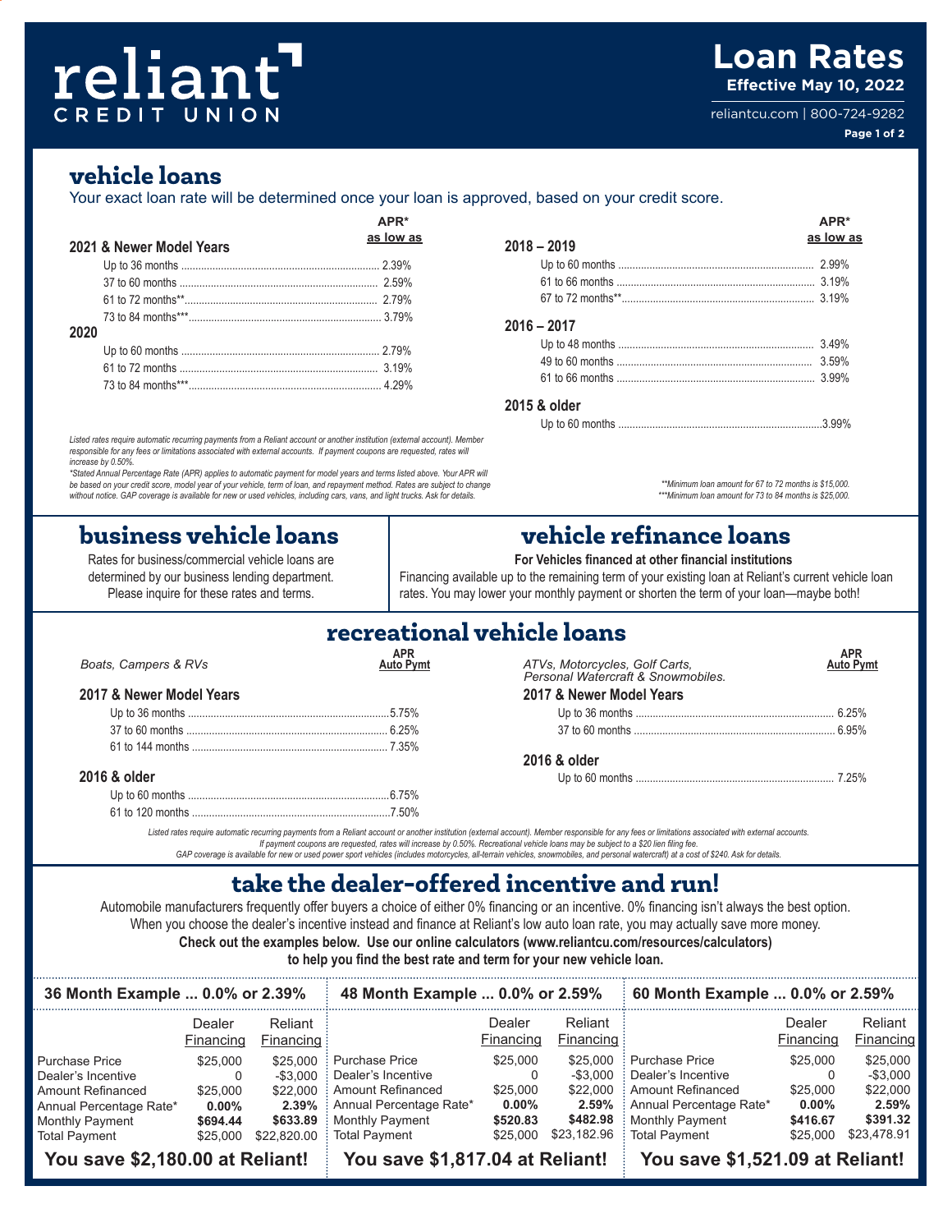# reliant CREDIT UNION

# Loan Rates

**Effective May 10, 2022**

reliantcu.com | 800-724-9282

## vehicle loans

Your exact loan rate will be determined once your loan is approved, based on your credit score.

| 2021 & Newer Model Years | APR* as low as |
|---|---|
| Up to 36 months | 2.39% |
| 37 to 60 months | 2.59% |
| 61 to 72 months** | 2.79% |
| 73 to 84 months*** | 3.79% |

| 2020 | APR* as low as |
|---|---|
| Up to 60 months | 2.79% |
| 61 to 72 months | 3.19% |
| 73 to 84 months*** | 4.29% |

| 2018 – 2019 | APR* as low as |
|---|---|
| Up to 60 months | 2.99% |
| 61 to 66 months | 3.19% |
| 67 to 72 months** | 3.19% |

| 2016 – 2017 | APR* as low as |
|---|---|
| Up to 48 months | 3.49% |
| 49 to 60 months | 3.59% |
| 61 to 66 months | 3.99% |

| 2015 & older | APR* as low as |
|---|---|
| Up to 60 months | 3.99% |

*Listed rates require automatic recurring payments from a Reliant account or another institution (external account). Member responsible for any fees or limitations associated with external accounts. If payment coupons are requested, rates will increase by 0.50%.*

*\*Stated Annual Percentage Rate (APR) applies to automatic payment for model years and terms listed above. Your APR will be based on your credit score, model year of your vehicle, term of loan, and repayment method. Rates are subject to change without notice. GAP coverage is available for new or used vehicles, including cars, vans, and light trucks. Ask for details.*

*\*\*Minimum loan amount for 67 to 72 months is $15,000.*
*\*\*\*Minimum loan amount for 73 to 84 months is $25,000.*

## business vehicle loans

Rates for business/commercial vehicle loans are determined by our business lending department. Please inquire for these rates and terms.

## vehicle refinance loans

**For Vehicles financed at other financial institutions**

Financing available up to the remaining term of your existing loan at Reliant's current vehicle loan rates. You may lower your monthly payment or shorten the term of your loan—maybe both!

## recreational vehicle loans

*Boats, Campers & RVs*

| 2017 & Newer Model Years | APR Auto Pymt |
|---|---|
| Up to 36 months | 5.75% |
| 37 to 60 months | 6.25% |
| 61 to 144 months | 7.35% |

| 2016 & older | APR Auto Pymt |
|---|---|
| Up to 60 months | 6.75% |
| 61 to 120 months | 7.50% |

*ATVs, Motorcycles, Golf Carts, Personal Watercraft & Snowmobiles.*

| 2017 & Newer Model Years | APR Auto Pymt |
|---|---|
| Up to 36 months | 6.25% |
| 37 to 60 months | 6.95% |

| 2016 & older | APR Auto Pymt |
|---|---|
| Up to 60 months | 7.25% |

*Listed rates require automatic recurring payments from a Reliant account or another institution (external account). Member responsible for any fees or limitations associated with external accounts. If payment coupons are requested, rates will increase by 0.50%. Recreational vehicle loans may be subject to a $20 lien filing fee. GAP coverage is available for new or used power sport vehicles (includes motorcycles, all-terrain vehicles, snowmobiles, and personal watercraft) at a cost of $240. Ask for details.*

## take the dealer-offered incentive and run!

Automobile manufacturers frequently offer buyers a choice of either 0% financing or an incentive. 0% financing isn't always the best option. When you choose the dealer's incentive instead and finance at Reliant's low auto loan rate, you may actually save more money.

**Check out the examples below. Use our online calculators (www.reliantcu.com/resources/calculators) to help you find the best rate and term for your new vehicle loan.**

### 36 Month Example ... 0.0% or 2.39%

| | Dealer Financing | Reliant Financing |
|---|---|---|
| Purchase Price | $25,000 | $25,000 |
| Dealer's Incentive | 0 | -$3,000 |
| Amount Refinanced | $25,000 | $22,000 |
| Annual Percentage Rate* | **0.00%** | **2.39%** |
| Monthly Payment | **$694.44** | **$633.89** |
| Total Payment | $25,000 | $22,820.00 |

**You save $2,180.00 at Reliant!**

### 48 Month Example ... 0.0% or 2.59%

| | Dealer Financing | Reliant Financing |
|---|---|---|
| Purchase Price | $25,000 | $25,000 |
| Dealer's Incentive | 0 | -$3,000 |
| Amount Refinanced | $25,000 | $22,000 |
| Annual Percentage Rate* | **0.00%** | **2.59%** |
| Monthly Payment | **$520.83** | **$482.98** |
| Total Payment | $25,000 | $23,182.96 |

**You save $1,817.04 at Reliant!**

### 60 Month Example ... 0.0% or 2.59%

| | Dealer Financing | Reliant Financing |
|---|---|---|
| Purchase Price | $25,000 | $25,000 |
| Dealer's Incentive | 0 | -$3,000 |
| Amount Refinanced | $25,000 | $22,000 |
| Annual Percentage Rate* | **0.00%** | **2.59%** |
| Monthly Payment | **$416.67** | **$391.32** |
| Total Payment | $25,000 | $23,478.91 |

**You save $1,521.09 at Reliant!**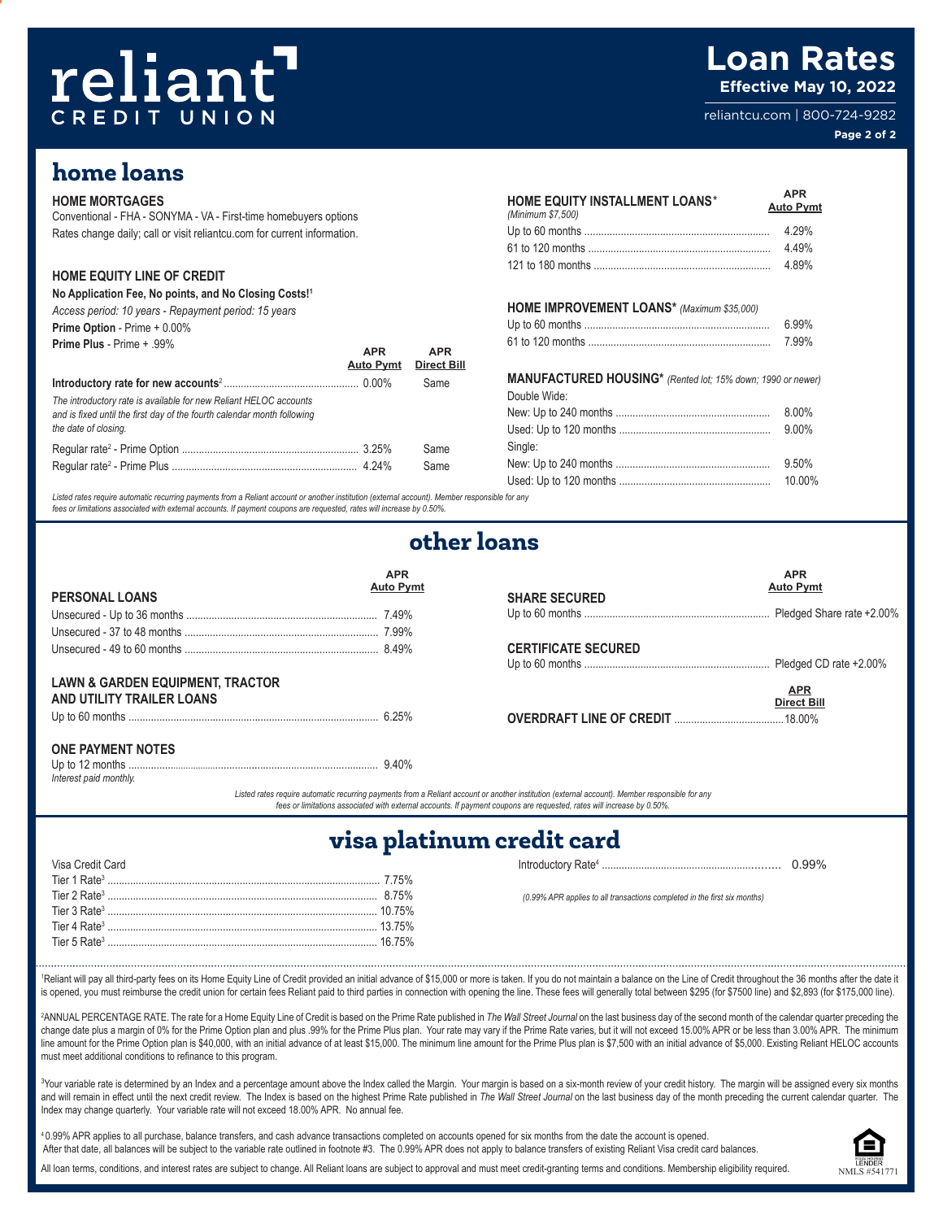**reliant** CREDIT UNION

# Loan Rates

**Effective May 10, 2022**

reliantcu.com | 800-724-9282

## home loans

### HOME MORTGAGES

Conventional - FHA - SONYMA - VA - First-time homebuyers options

Rates change daily; call or visit reliantcu.com for current information.

### HOME EQUITY LINE OF CREDIT

**No Application Fee, No points, and No Closing Costs![1]**

*Access period: 10 years - Repayment period: 15 years*

**Prime Option** - Prime + 0.00%

**Prime Plus** - Prime + .99%

| | APR Auto Pymt | APR Direct Bill |
|---|---|---|
| **Introductory rate for new accounts[2]** | 0.00% | Same |
| Regular rate[2] - Prime Option | 3.25% | Same |
| Regular rate[2] - Prime Plus | 4.24% | Same |

*The introductory rate is available for new Reliant HELOC accounts and is fixed until the first day of the fourth calendar month following the date of closing.*

### HOME EQUITY INSTALLMENT LOANS*

*(Minimum $7,500)*

| | APR Auto Pymt |
|---|---|
| Up to 60 months | 4.29% |
| 61 to 120 months | 4.49% |
| 121 to 180 months | 4.89% |

### HOME IMPROVEMENT LOANS* *(Maximum $35,000)*

| | APR Auto Pymt |
|---|---|
| Up to 60 months | 6.99% |
| 61 to 120 months | 7.99% |

### MANUFACTURED HOUSING* *(Rented lot; 15% down; 1990 or newer)*

| | APR Auto Pymt |
|---|---|
| Double Wide: | |
| New: Up to 240 months | 8.00% |
| Used: Up to 120 months | 9.00% |
| Single: | |
| New: Up to 240 months | 9.50% |
| Used: Up to 120 months | 10.00% |

*Listed rates require automatic recurring payments from a Reliant account or another institution (external account). Member responsible for any fees or limitations associated with external accounts. If payment coupons are requested, rates will increase by 0.50%.*

## other loans

### PERSONAL LOANS

| | APR Auto Pymt |
|---|---|
| Unsecured - Up to 36 months | 7.49% |
| Unsecured - 37 to 48 months | 7.99% |
| Unsecured - 49 to 60 months | 8.49% |

### LAWN & GARDEN EQUIPMENT, TRACTOR AND UTILITY TRAILER LOANS

| | APR Auto Pymt |
|---|---|
| Up to 60 months | 6.25% |

### ONE PAYMENT NOTES

| | APR Auto Pymt |
|---|---|
| Up to 12 months | 9.40% |

*Interest paid monthly.*

### SHARE SECURED

| | APR Auto Pymt |
|---|---|
| Up to 60 months | Pledged Share rate +2.00% |

### CERTIFICATE SECURED

| | APR Auto Pymt |
|---|---|
| Up to 60 months | Pledged CD rate +2.00% |

| | APR Direct Bill |
|---|---|
| **OVERDRAFT LINE OF CREDIT** | 18.00% |

*Listed rates require automatic recurring payments from a Reliant account or another institution (external account). Member responsible for any fees or limitations associated with external accounts. If payment coupons are requested, rates will increase by 0.50%.*

## visa platinum credit card

| Visa Credit Card | |
|---|---|
| Tier 1 Rate[3] | 7.75% |
| Tier 2 Rate[3] | 8.75% |
| Tier 3 Rate[3] | 10.75% |
| Tier 4 Rate[3] | 13.75% |
| Tier 5 Rate[3] | 16.75% |

Introductory Rate[4] ... 0.99%

*(0.99% APR applies to all transactions completed in the first six months)*

[1]Reliant will pay all third-party fees on its Home Equity Line of Credit provided an initial advance of $15,000 or more is taken. If you do not maintain a balance on the Line of Credit throughout the 36 months after the date it is opened, you must reimburse the credit union for certain fees Reliant paid to third parties in connection with opening the line. These fees will generally total between $295 (for $7500 line) and $2,893 (for $175,000 line).

[2]ANNUAL PERCENTAGE RATE. The rate for a Home Equity Line of Credit is based on the Prime Rate published in *The Wall Street Journal* on the last business day of the second month of the calendar quarter preceding the change date plus a margin of 0% for the Prime Option plan and plus .99% for the Prime Plus plan. Your rate may vary if the Prime Rate varies, but it will not exceed 15.00% APR or be less than 3.00% APR. The minimum line amount for the Prime Option plan is $40,000, with an initial advance of at least $15,000. The minimum line amount for the Prime Plus plan is $7,500 with an initial advance of $5,000. Existing Reliant HELOC accounts must meet additional conditions to refinance to this program.

[3]Your variable rate is determined by an Index and a percentage amount above the Index called the Margin. Your margin is based on a six-month review of your credit history. The margin will be assigned every six months and will remain in effect until the next credit review. The Index is based on the highest Prime Rate published in *The Wall Street Journal* on the last business day of the month preceding the current calendar quarter. The Index may change quarterly. Your variable rate will not exceed 18.00% APR. No annual fee.

[4]0.99% APR applies to all purchase, balance transfers, and cash advance transactions completed on accounts opened for six months from the date the account is opened. After that date, all balances will be subject to the variable rate outlined in footnote #3. The 0.99% APR does not apply to balance transfers of existing Reliant Visa credit card balances.

All loan terms, conditions, and interest rates are subject to change. All Reliant loans are subject to approval and must meet credit-granting terms and conditions. Membership eligibility required.

EQUAL HOUSING LENDER

NMLS #541771